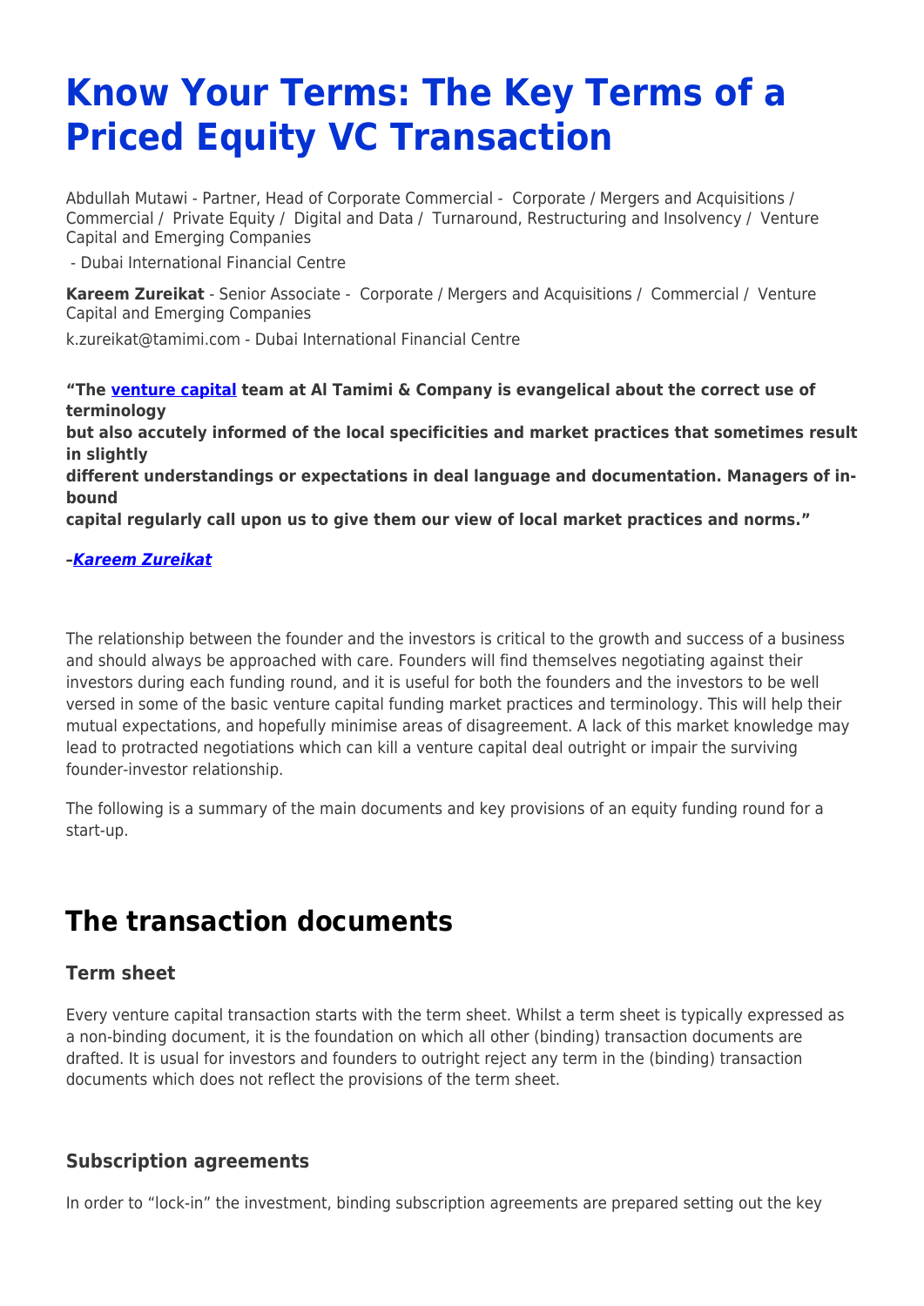# Know Your Terms: The Key Terms of a Priced Equity VC Transaction

Abdullah Mutawi - Partner, Head of Corporate Commercial - Corporate / Mergers and Acquisitions / Commercial / Private Equity / Digital and Data / Turnaround, Restructuring and Insolvency / Venture Capital and Emerging Companies

- Dubai International Financial Centre

**Kareem Zureikat** - Senior Associate - Corporate / Mergers and Acquisitions / Commercial / Venture Capital and Emerging Companies

k.zureikat@tamimi.com - Dubai International Financial Centre

**"The venture capital team at Al Tamimi & Company is evangelical about the correct use of terminology but also accutely informed of the local specificities and market practices that sometimes result in slightly different understandings or expectations in deal language and documentation. Managers of in-bound capital regularly call upon us to give them our view of local market practices and norms."**

***–Kareem Zureikat***

The relationship between the founder and the investors is critical to the growth and success of a business and should always be approached with care. Founders will find themselves negotiating against their investors during each funding round, and it is useful for both the founders and the investors to be well versed in some of the basic venture capital funding market practices and terminology. This will help their mutual expectations, and hopefully minimise areas of disagreement. A lack of this market knowledge may lead to protracted negotiations which can kill a venture capital deal outright or impair the surviving founder-investor relationship.

The following is a summary of the main documents and key provisions of an equity funding round for a start-up.

## The transaction documents

### Term sheet

Every venture capital transaction starts with the term sheet. Whilst a term sheet is typically expressed as a non-binding document, it is the foundation on which all other (binding) transaction documents are drafted. It is usual for investors and founders to outright reject any term in the (binding) transaction documents which does not reflect the provisions of the term sheet.

### Subscription agreements

In order to "lock-in" the investment, binding subscription agreements are prepared setting out the key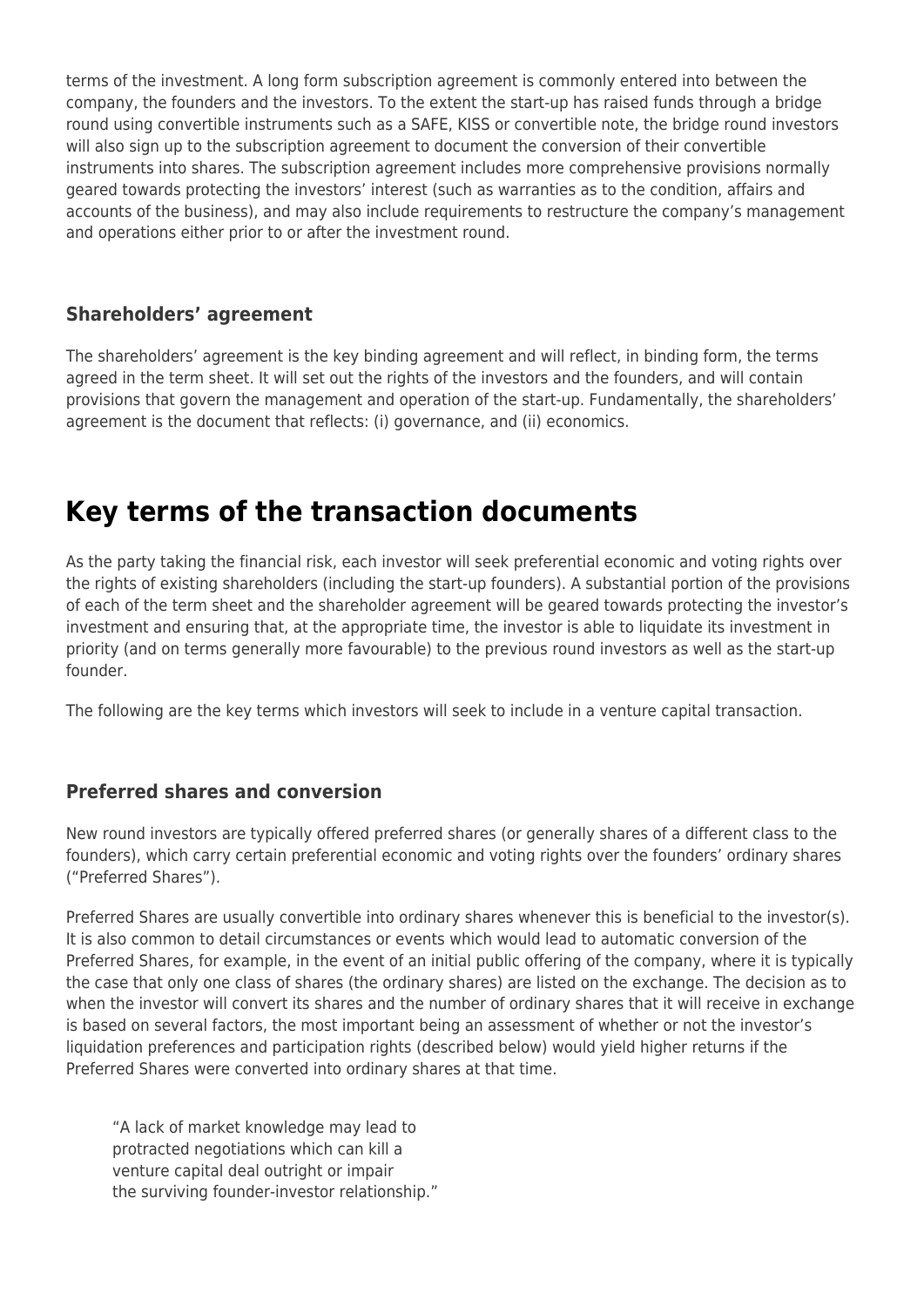terms of the investment. A long form subscription agreement is commonly entered into between the company, the founders and the investors. To the extent the start-up has raised funds through a bridge round using convertible instruments such as a SAFE, KISS or convertible note, the bridge round investors will also sign up to the subscription agreement to document the conversion of their convertible instruments into shares. The subscription agreement includes more comprehensive provisions normally geared towards protecting the investors' interest (such as warranties as to the condition, affairs and accounts of the business), and may also include requirements to restructure the company's management and operations either prior to or after the investment round.

### Shareholders' agreement

The shareholders' agreement is the key binding agreement and will reflect, in binding form, the terms agreed in the term sheet. It will set out the rights of the investors and the founders, and will contain provisions that govern the management and operation of the start-up. Fundamentally, the shareholders' agreement is the document that reflects: (i) governance, and (ii) economics.

## Key terms of the transaction documents

As the party taking the financial risk, each investor will seek preferential economic and voting rights over the rights of existing shareholders (including the start-up founders). A substantial portion of the provisions of each of the term sheet and the shareholder agreement will be geared towards protecting the investor's investment and ensuring that, at the appropriate time, the investor is able to liquidate its investment in priority (and on terms generally more favourable) to the previous round investors as well as the start-up founder.

The following are the key terms which investors will seek to include in a venture capital transaction.

### Preferred shares and conversion

New round investors are typically offered preferred shares (or generally shares of a different class to the founders), which carry certain preferential economic and voting rights over the founders' ordinary shares ("Preferred Shares").

Preferred Shares are usually convertible into ordinary shares whenever this is beneficial to the investor(s). It is also common to detail circumstances or events which would lead to automatic conversion of the Preferred Shares, for example, in the event of an initial public offering of the company, where it is typically the case that only one class of shares (the ordinary shares) are listed on the exchange. The decision as to when the investor will convert its shares and the number of ordinary shares that it will receive in exchange is based on several factors, the most important being an assessment of whether or not the investor's liquidation preferences and participation rights (described below) would yield higher returns if the Preferred Shares were converted into ordinary shares at that time.

> "A lack of market knowledge may lead to protracted negotiations which can kill a venture capital deal outright or impair the surviving founder-investor relationship."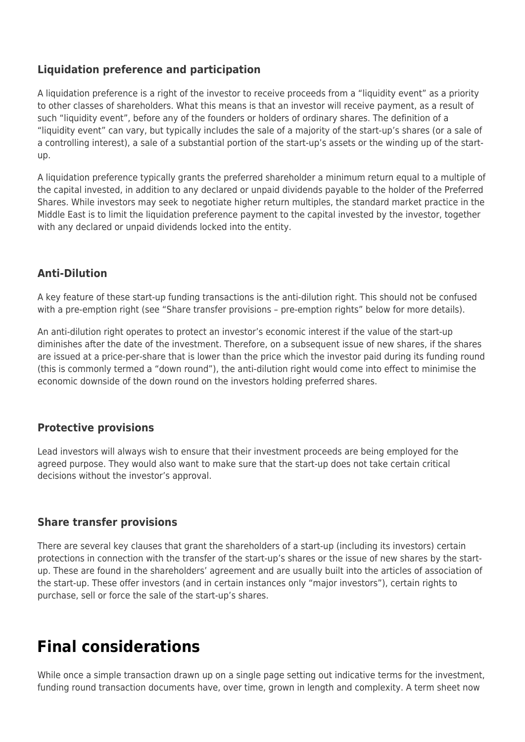### Liquidation preference and participation

A liquidation preference is a right of the investor to receive proceeds from a "liquidity event" as a priority to other classes of shareholders. What this means is that an investor will receive payment, as a result of such "liquidity event", before any of the founders or holders of ordinary shares. The definition of a "liquidity event" can vary, but typically includes the sale of a majority of the start-up's shares (or a sale of a controlling interest), a sale of a substantial portion of the start-up's assets or the winding up of the start-up.

A liquidation preference typically grants the preferred shareholder a minimum return equal to a multiple of the capital invested, in addition to any declared or unpaid dividends payable to the holder of the Preferred Shares. While investors may seek to negotiate higher return multiples, the standard market practice in the Middle East is to limit the liquidation preference payment to the capital invested by the investor, together with any declared or unpaid dividends locked into the entity.

### Anti-Dilution

A key feature of these start-up funding transactions is the anti-dilution right. This should not be confused with a pre-emption right (see "Share transfer provisions – pre-emption rights" below for more details).

An anti-dilution right operates to protect an investor's economic interest if the value of the start-up diminishes after the date of the investment. Therefore, on a subsequent issue of new shares, if the shares are issued at a price-per-share that is lower than the price which the investor paid during its funding round (this is commonly termed a "down round"), the anti-dilution right would come into effect to minimise the economic downside of the down round on the investors holding preferred shares.

### Protective provisions

Lead investors will always wish to ensure that their investment proceeds are being employed for the agreed purpose. They would also want to make sure that the start-up does not take certain critical decisions without the investor's approval.

### Share transfer provisions

There are several key clauses that grant the shareholders of a start-up (including its investors) certain protections in connection with the transfer of the start-up's shares or the issue of new shares by the start-up. These are found in the shareholders' agreement and are usually built into the articles of association of the start-up. These offer investors (and in certain instances only "major investors"), certain rights to purchase, sell or force the sale of the start-up's shares.

# Final considerations

While once a simple transaction drawn up on a single page setting out indicative terms for the investment, funding round transaction documents have, over time, grown in length and complexity. A term sheet now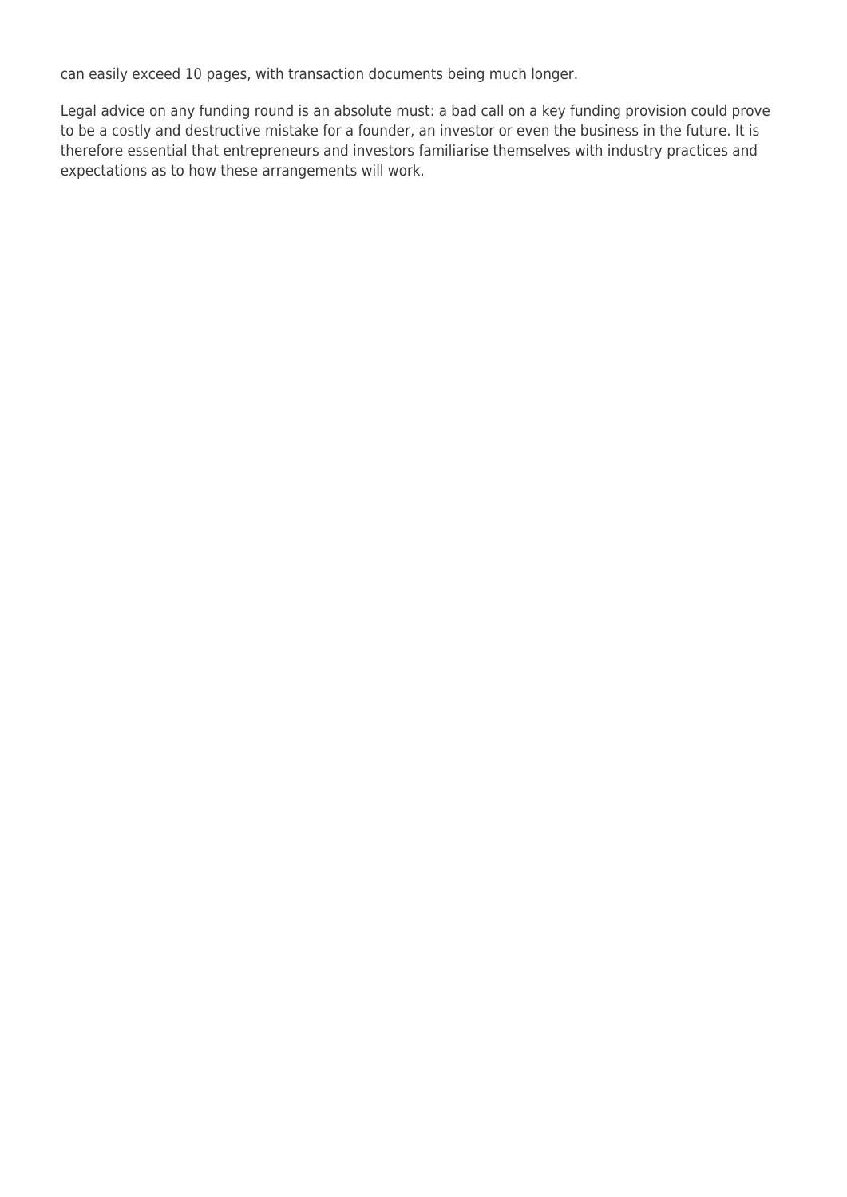can easily exceed 10 pages, with transaction documents being much longer.

Legal advice on any funding round is an absolute must: a bad call on a key funding provision could prove to be a costly and destructive mistake for a founder, an investor or even the business in the future. It is therefore essential that entrepreneurs and investors familiarise themselves with industry practices and expectations as to how these arrangements will work.